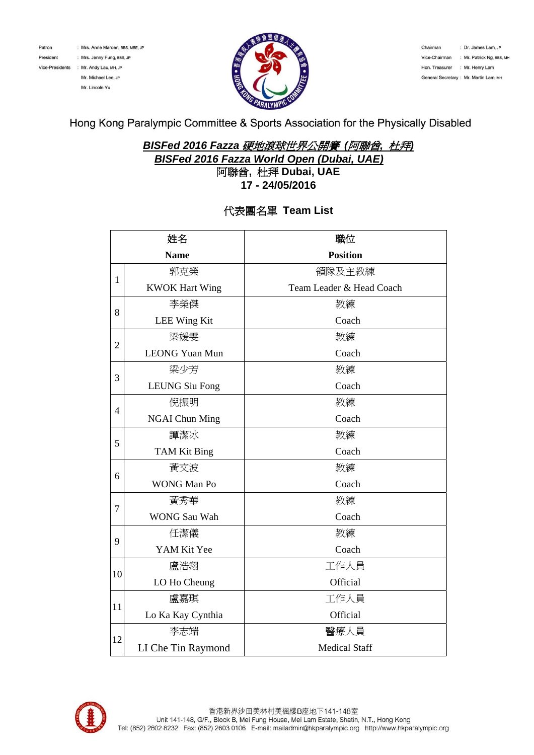Patron : Mrs. Anne Marden, BBS, MBE, JP
President : Mrs. Jenny Fung, BBS, JP
Vice-Presidents : Mr. Andy Lau, MH, JP
Mr. Michael Lee, JP
Mr. Lincoln Yu

Chairman : Dr. James Lam, JP
Vice-Chairman : Mr. Patrick Ng, BBS, MH
Hon. Treasurer : Mr. Henry Lam
General Secretary : Mr. Martin Lam, MH

Hong Kong Paralympic Committee & Sports Association for the Physically Disabled

## ***BISFed 2016 Fazza 硬地滾球世界公開賽 (阿聯酋, 杜拜)***
## ***BISFed 2016 Fazza World Open (Dubai, UAE)***
### 阿聯酋, 杜拜 Dubai, UAE
### 17 - 24/05/2016

### 代表團名單 Team List

| | 姓名 Name | 職位 Position |
|---|---|---|
| 1 | 郭克榮 KWOK Hart Wing | 領隊及主教練 Team Leader & Head Coach |
| 8 | 李榮傑 LEE Wing Kit | 教練 Coach |
| 2 | 梁媛雯 LEONG Yuan Mun | 教練 Coach |
| 3 | 梁少芳 LEUNG Siu Fong | 教練 Coach |
| 4 | 倪振明 NGAI Chun Ming | 教練 Coach |
| 5 | 譚潔冰 TAM Kit Bing | 教練 Coach |
| 6 | 黃文波 WONG Man Po | 教練 Coach |
| 7 | 黃秀華 WONG Sau Wah | 教練 Coach |
| 9 | 任潔儀 YAM Kit Yee | 教練 Coach |
| 10 | 盧浩翔 LO Ho Cheung | 工作人員 Official |
| 11 | 盧嘉琪 Lo Ka Kay Cynthia | 工作人員 Official |
| 12 | 李志端 LI Che Tin Raymond | 醫療人員 Medical Staff |

香港新界沙田美林村美楓樓B座地下141-148室
Unit 141-148, G/F., Block B, Mei Fung House, Mei Lam Estate, Shatin, N.T., Hong Kong
Tel: (852) 2602 8232 Fax: (852) 2603 0106 E-mail: mailadmin@hkparalympic.org http://www.hkparalympic.org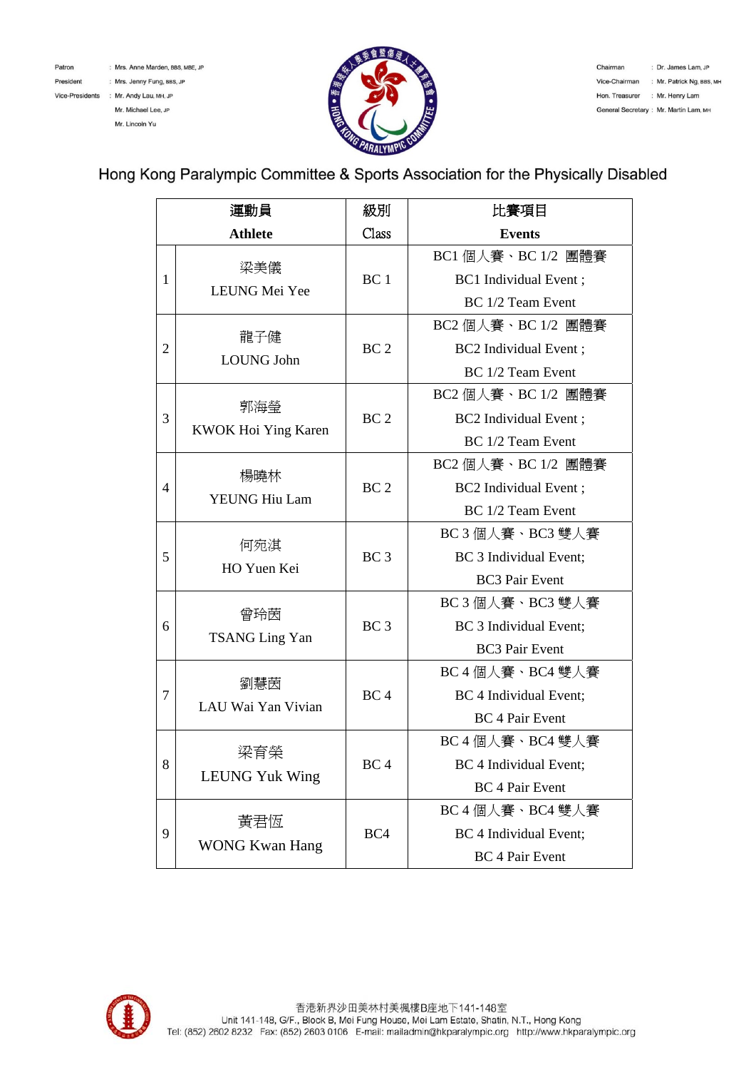Patron : Mrs. Anne Marden, BBS, MBE, JP
President : Mrs. Jenny Fung, BBS, JP
Vice-Presidents : Mr. Andy Lau, MH, JP
Mr. Michael Lee, JP
Mr. Lincoln Yu

Chairman : Dr. James Lam, JP
Vice-Chairman : Mr. Patrick Ng, BBS, MH
Hon. Treasurer : Mr. Henry Lam
General Secretary : Mr. Martin Lam, MH

# Hong Kong Paralympic Committee & Sports Association for the Physically Disabled

| 運動員 Athlete | | 級別 Class | 比賽項目 Events |
|---|---|---|---|
| 1 | 梁美儀 LEUNG Mei Yee | BC 1 | BC1 個人賽、BC 1/2 團體賽 BC1 Individual Event ; BC 1/2 Team Event |
| 2 | 龍子健 LOUNG John | BC 2 | BC2 個人賽、BC 1/2 團體賽 BC2 Individual Event ; BC 1/2 Team Event |
| 3 | 郭海瑩 KWOK Hoi Ying Karen | BC 2 | BC2 個人賽、BC 1/2 團體賽 BC2 Individual Event ; BC 1/2 Team Event |
| 4 | 楊曉林 YEUNG Hiu Lam | BC 2 | BC2 個人賽、BC 1/2 團體賽 BC2 Individual Event ; BC 1/2 Team Event |
| 5 | 何宛淇 HO Yuen Kei | BC 3 | BC 3 個人賽、BC3 雙人賽 BC 3 Individual Event; BC3 Pair Event |
| 6 | 曾玲茵 TSANG Ling Yan | BC 3 | BC 3 個人賽、BC3 雙人賽 BC 3 Individual Event; BC3 Pair Event |
| 7 | 劉慧茵 LAU Wai Yan Vivian | BC 4 | BC 4 個人賽、BC4 雙人賽 BC 4 Individual Event; BC 4 Pair Event |
| 8 | 梁育榮 LEUNG Yuk Wing | BC 4 | BC 4 個人賽、BC4 雙人賽 BC 4 Individual Event; BC 4 Pair Event |
| 9 | 黃君恆 WONG Kwan Hang | BC4 | BC 4 個人賽、BC4 雙人賽 BC 4 Individual Event; BC 4 Pair Event |

香港新界沙田美林村美楓樓B座地下141-148室
Unit 141-148, G/F., Block B, Mei Fung House, Mei Lam Estate, Shatin, N.T., Hong Kong
Tel: (852) 2602 8232 Fax: (852) 2603 0106 E-mail: mailadmin@hkparalympic.org http://www.hkparalympic.org